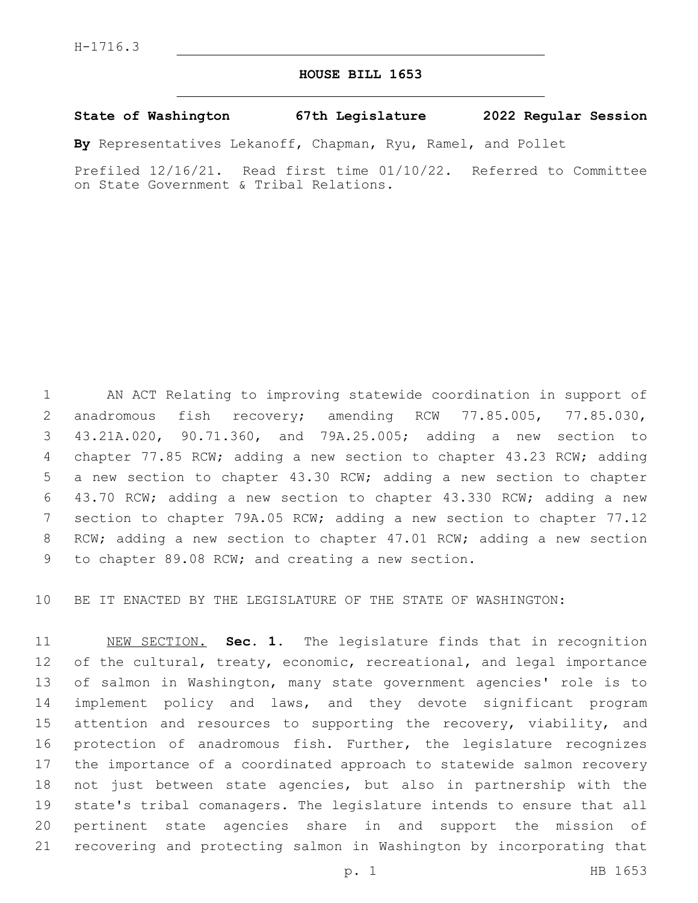H-1716.3

# HOUSE BILL 1653

**State of Washington 67th Legislature 2022 Regular Session**

**By** Representatives Lekanoff, Chapman, Ryu, Ramel, and Pollet

Prefiled 12/16/21. Read first time 01/10/22. Referred to Committee on State Government & Tribal Relations.

AN ACT Relating to improving statewide coordination in support of anadromous fish recovery; amending RCW 77.85.005, 77.85.030, 43.21A.020, 90.71.360, and 79A.25.005; adding a new section to chapter 77.85 RCW; adding a new section to chapter 43.23 RCW; adding a new section to chapter 43.30 RCW; adding a new section to chapter 43.70 RCW; adding a new section to chapter 43.330 RCW; adding a new section to chapter 79A.05 RCW; adding a new section to chapter 77.12 RCW; adding a new section to chapter 47.01 RCW; adding a new section to chapter 89.08 RCW; and creating a new section.

BE IT ENACTED BY THE LEGISLATURE OF THE STATE OF WASHINGTON:

NEW SECTION. **Sec. 1.** The legislature finds that in recognition of the cultural, treaty, economic, recreational, and legal importance of salmon in Washington, many state government agencies' role is to implement policy and laws, and they devote significant program attention and resources to supporting the recovery, viability, and protection of anadromous fish. Further, the legislature recognizes the importance of a coordinated approach to statewide salmon recovery not just between state agencies, but also in partnership with the state's tribal comanagers. The legislature intends to ensure that all pertinent state agencies share in and support the mission of recovering and protecting salmon in Washington by incorporating that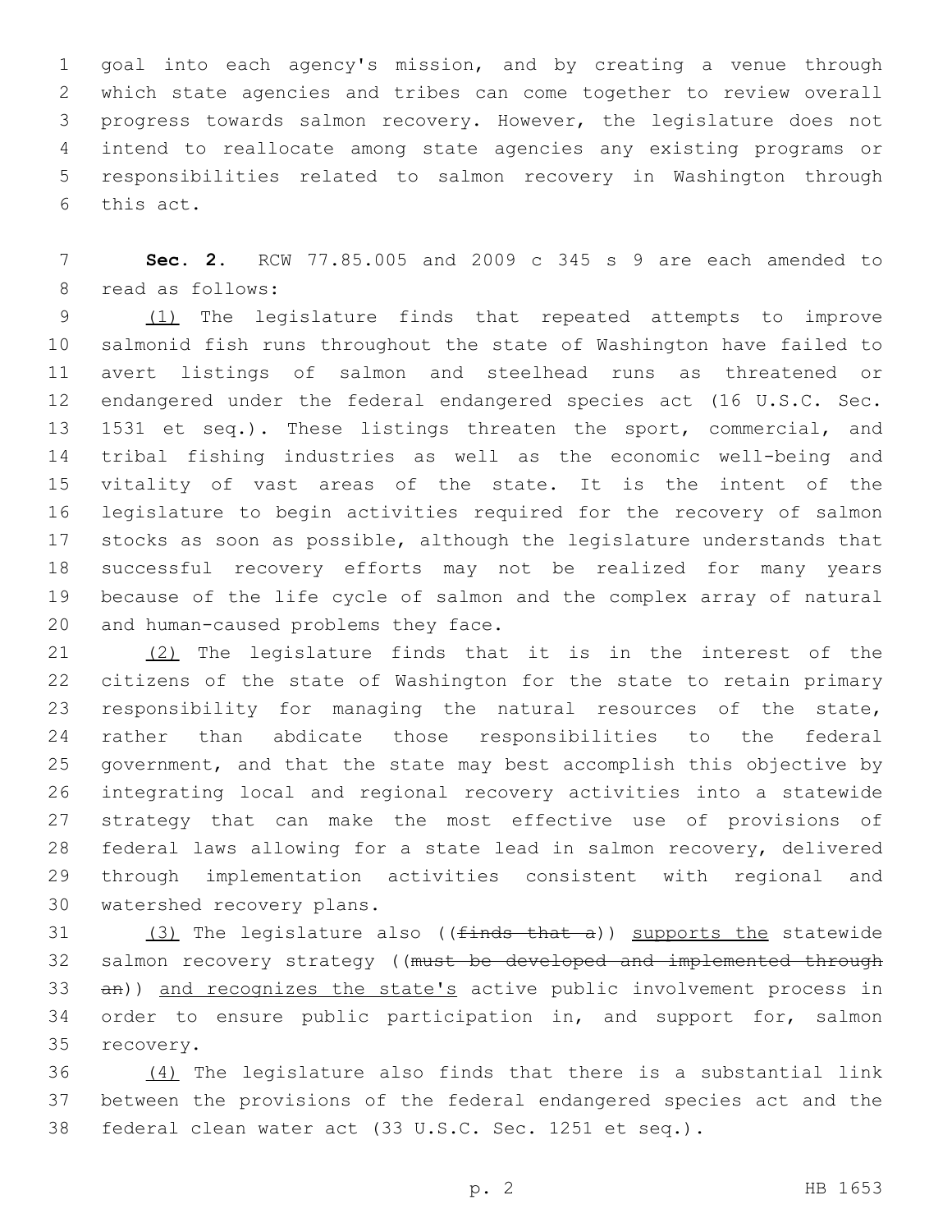goal into each agency's mission, and by creating a venue through which state agencies and tribes can come together to review overall progress towards salmon recovery. However, the legislature does not intend to reallocate among state agencies any existing programs or responsibilities related to salmon recovery in Washington through this act.

**Sec. 2.** RCW 77.85.005 and 2009 c 345 s 9 are each amended to read as follows:

(1) The legislature finds that repeated attempts to improve salmonid fish runs throughout the state of Washington have failed to avert listings of salmon and steelhead runs as threatened or endangered under the federal endangered species act (16 U.S.C. Sec. 1531 et seq.). These listings threaten the sport, commercial, and tribal fishing industries as well as the economic well-being and vitality of vast areas of the state. It is the intent of the legislature to begin activities required for the recovery of salmon stocks as soon as possible, although the legislature understands that successful recovery efforts may not be realized for many years because of the life cycle of salmon and the complex array of natural and human-caused problems they face.

(2) The legislature finds that it is in the interest of the citizens of the state of Washington for the state to retain primary responsibility for managing the natural resources of the state, rather than abdicate those responsibilities to the federal government, and that the state may best accomplish this objective by integrating local and regional recovery activities into a statewide strategy that can make the most effective use of provisions of federal laws allowing for a state lead in salmon recovery, delivered through implementation activities consistent with regional and watershed recovery plans.

(3) The legislature also ((~~finds that a~~)) supports the statewide salmon recovery strategy ((~~must be developed and implemented through an~~)) and recognizes the state's active public involvement process in order to ensure public participation in, and support for, salmon recovery.

(4) The legislature also finds that there is a substantial link between the provisions of the federal endangered species act and the federal clean water act (33 U.S.C. Sec. 1251 et seq.).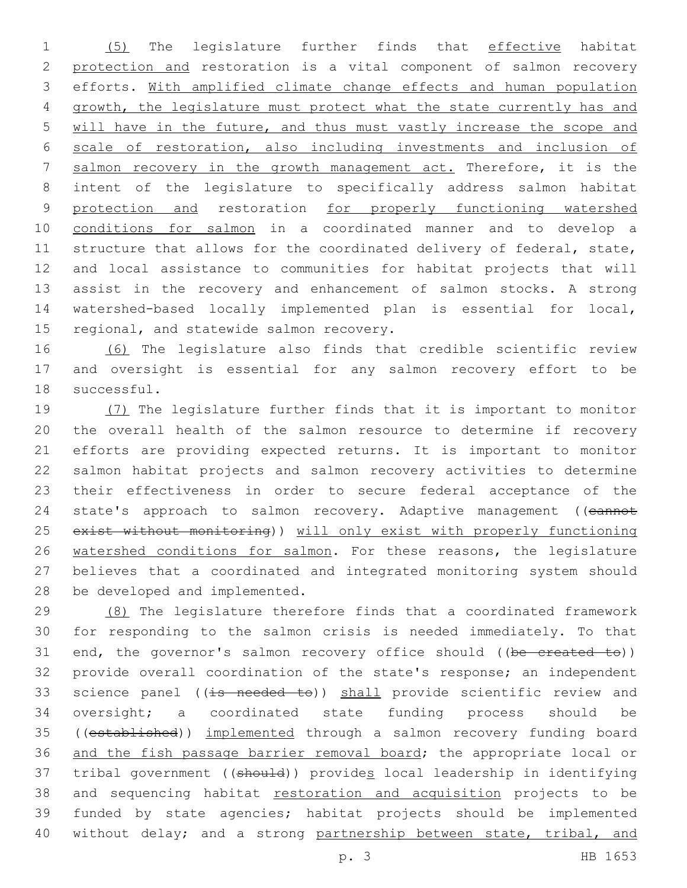(5) The legislature further finds that effective habitat protection and restoration is a vital component of salmon recovery efforts. With amplified climate change effects and human population growth, the legislature must protect what the state currently has and will have in the future, and thus must vastly increase the scope and scale of restoration, also including investments and inclusion of salmon recovery in the growth management act. Therefore, it is the intent of the legislature to specifically address salmon habitat protection and restoration for properly functioning watershed conditions for salmon in a coordinated manner and to develop a structure that allows for the coordinated delivery of federal, state, and local assistance to communities for habitat projects that will assist in the recovery and enhancement of salmon stocks. A strong watershed-based locally implemented plan is essential for local, regional, and statewide salmon recovery.

(6) The legislature also finds that credible scientific review and oversight is essential for any salmon recovery effort to be successful.

(7) The legislature further finds that it is important to monitor the overall health of the salmon resource to determine if recovery efforts are providing expected returns. It is important to monitor salmon habitat projects and salmon recovery activities to determine their effectiveness in order to secure federal acceptance of the state's approach to salmon recovery. Adaptive management ((~~cannot exist without monitoring~~)) will only exist with properly functioning watershed conditions for salmon. For these reasons, the legislature believes that a coordinated and integrated monitoring system should be developed and implemented.

(8) The legislature therefore finds that a coordinated framework for responding to the salmon crisis is needed immediately. To that end, the governor's salmon recovery office should ((~~be created to~~)) provide overall coordination of the state's response; an independent science panel ((~~is needed to~~)) shall provide scientific review and oversight; a coordinated state funding process should be ((~~established~~)) implemented through a salmon recovery funding board and the fish passage barrier removal board; the appropriate local or tribal government ((~~should~~)) provides local leadership in identifying and sequencing habitat restoration and acquisition projects to be funded by state agencies; habitat projects should be implemented without delay; and a strong partnership between state, tribal, and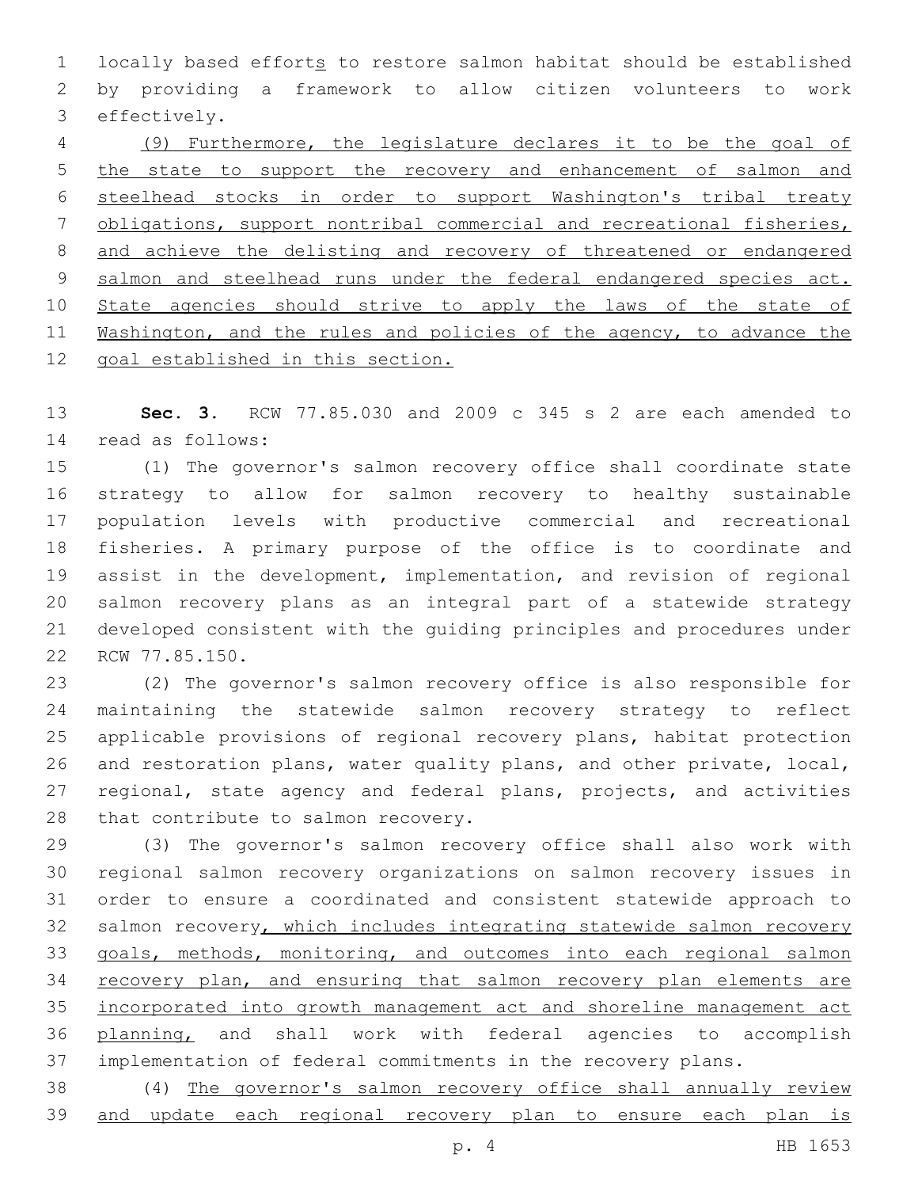locally based efforts to restore salmon habitat should be established by providing a framework to allow citizen volunteers to work effectively.

(9) Furthermore, the legislature declares it to be the goal of the state to support the recovery and enhancement of salmon and steelhead stocks in order to support Washington's tribal treaty obligations, support nontribal commercial and recreational fisheries, and achieve the delisting and recovery of threatened or endangered salmon and steelhead runs under the federal endangered species act. State agencies should strive to apply the laws of the state of Washington, and the rules and policies of the agency, to advance the goal established in this section.

**Sec. 3.** RCW 77.85.030 and 2009 c 345 s 2 are each amended to read as follows:

(1) The governor's salmon recovery office shall coordinate state strategy to allow for salmon recovery to healthy sustainable population levels with productive commercial and recreational fisheries. A primary purpose of the office is to coordinate and assist in the development, implementation, and revision of regional salmon recovery plans as an integral part of a statewide strategy developed consistent with the guiding principles and procedures under RCW 77.85.150.

(2) The governor's salmon recovery office is also responsible for maintaining the statewide salmon recovery strategy to reflect applicable provisions of regional recovery plans, habitat protection and restoration plans, water quality plans, and other private, local, regional, state agency and federal plans, projects, and activities that contribute to salmon recovery.

(3) The governor's salmon recovery office shall also work with regional salmon recovery organizations on salmon recovery issues in order to ensure a coordinated and consistent statewide approach to salmon recovery, which includes integrating statewide salmon recovery goals, methods, monitoring, and outcomes into each regional salmon recovery plan, and ensuring that salmon recovery plan elements are incorporated into growth management act and shoreline management act planning, and shall work with federal agencies to accomplish implementation of federal commitments in the recovery plans.

(4) The governor's salmon recovery office shall annually review and update each regional recovery plan to ensure each plan is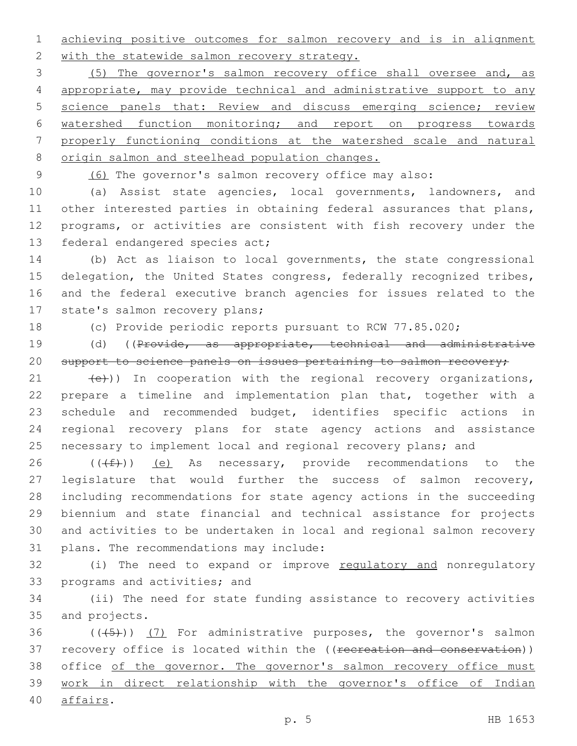achieving positive outcomes for salmon recovery and is in alignment with the statewide salmon recovery strategy.

(5) The governor's salmon recovery office shall oversee and, as appropriate, may provide technical and administrative support to any science panels that: Review and discuss emerging science; review watershed function monitoring; and report on progress towards properly functioning conditions at the watershed scale and natural origin salmon and steelhead population changes.

(6) The governor's salmon recovery office may also:

(a) Assist state agencies, local governments, landowners, and other interested parties in obtaining federal assurances that plans, programs, or activities are consistent with fish recovery under the federal endangered species act;

(b) Act as liaison to local governments, the state congressional delegation, the United States congress, federally recognized tribes, and the federal executive branch agencies for issues related to the state's salmon recovery plans;

(c) Provide periodic reports pursuant to RCW 77.85.020;

(d) ((~~Provide, as appropriate, technical and administrative support to science panels on issues pertaining to salmon recovery;~~

~~(e)~~)) In cooperation with the regional recovery organizations, prepare a timeline and implementation plan that, together with a schedule and recommended budget, identifies specific actions in regional recovery plans for state agency actions and assistance necessary to implement local and regional recovery plans; and

((~~(f)~~)) (e) As necessary, provide recommendations to the legislature that would further the success of salmon recovery, including recommendations for state agency actions in the succeeding biennium and state financial and technical assistance for projects and activities to be undertaken in local and regional salmon recovery plans. The recommendations may include:

(i) The need to expand or improve regulatory and nonregulatory programs and activities; and

(ii) The need for state funding assistance to recovery activities and projects.

((~~(5)~~)) (7) For administrative purposes, the governor's salmon recovery office is located within the ((~~recreation and conservation~~)) office of the governor. The governor's salmon recovery office must work in direct relationship with the governor's office of Indian affairs.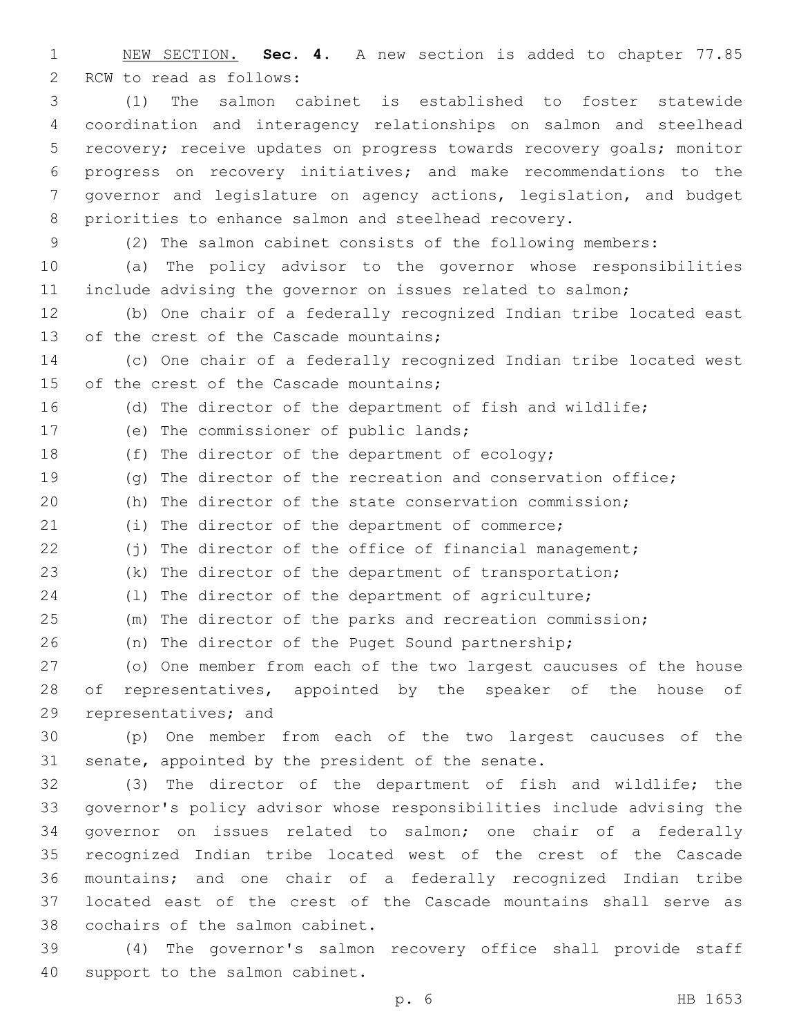NEW SECTION. **Sec. 4.** A new section is added to chapter 77.85 RCW to read as follows:

(1) The salmon cabinet is established to foster statewide coordination and interagency relationships on salmon and steelhead recovery; receive updates on progress towards recovery goals; monitor progress on recovery initiatives; and make recommendations to the governor and legislature on agency actions, legislation, and budget priorities to enhance salmon and steelhead recovery.

(2) The salmon cabinet consists of the following members:

(a) The policy advisor to the governor whose responsibilities include advising the governor on issues related to salmon;

(b) One chair of a federally recognized Indian tribe located east of the crest of the Cascade mountains;

(c) One chair of a federally recognized Indian tribe located west of the crest of the Cascade mountains;

(d) The director of the department of fish and wildlife;

(e) The commissioner of public lands;

(f) The director of the department of ecology;

(g) The director of the recreation and conservation office;

(h) The director of the state conservation commission;

(i) The director of the department of commerce;

(j) The director of the office of financial management;

(k) The director of the department of transportation;

(l) The director of the department of agriculture;

(m) The director of the parks and recreation commission;

(n) The director of the Puget Sound partnership;

(o) One member from each of the two largest caucuses of the house of representatives, appointed by the speaker of the house of representatives; and

(p) One member from each of the two largest caucuses of the senate, appointed by the president of the senate.

(3) The director of the department of fish and wildlife; the governor's policy advisor whose responsibilities include advising the governor on issues related to salmon; one chair of a federally recognized Indian tribe located west of the crest of the Cascade mountains; and one chair of a federally recognized Indian tribe located east of the crest of the Cascade mountains shall serve as cochairs of the salmon cabinet.

(4) The governor's salmon recovery office shall provide staff support to the salmon cabinet.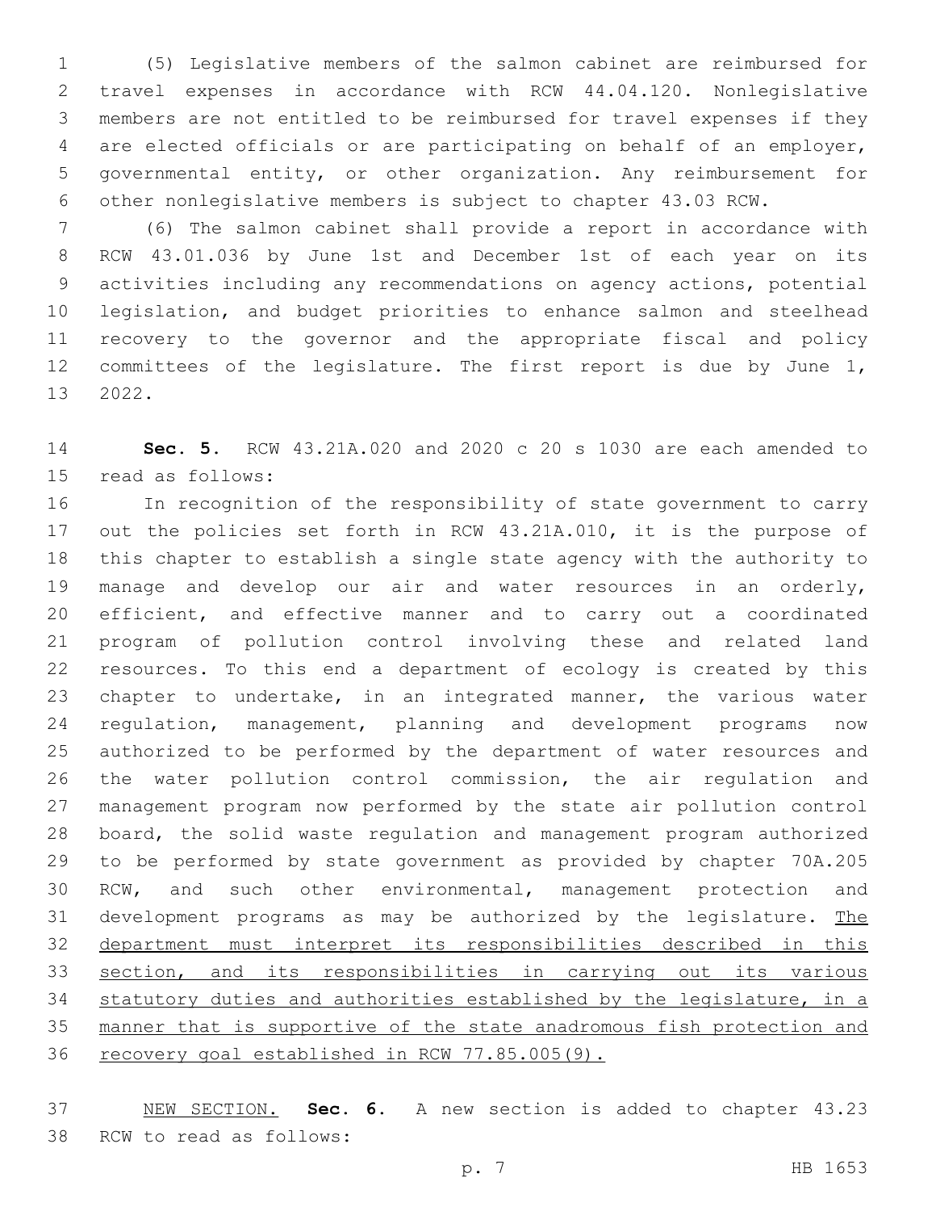(5) Legislative members of the salmon cabinet are reimbursed for travel expenses in accordance with RCW 44.04.120. Nonlegislative members are not entitled to be reimbursed for travel expenses if they are elected officials or are participating on behalf of an employer, governmental entity, or other organization. Any reimbursement for other nonlegislative members is subject to chapter 43.03 RCW.

(6) The salmon cabinet shall provide a report in accordance with RCW 43.01.036 by June 1st and December 1st of each year on its activities including any recommendations on agency actions, potential legislation, and budget priorities to enhance salmon and steelhead recovery to the governor and the appropriate fiscal and policy committees of the legislature. The first report is due by June 1, 2022.

**Sec. 5.** RCW 43.21A.020 and 2020 c 20 s 1030 are each amended to read as follows:

In recognition of the responsibility of state government to carry out the policies set forth in RCW 43.21A.010, it is the purpose of this chapter to establish a single state agency with the authority to manage and develop our air and water resources in an orderly, efficient, and effective manner and to carry out a coordinated program of pollution control involving these and related land resources. To this end a department of ecology is created by this chapter to undertake, in an integrated manner, the various water regulation, management, planning and development programs now authorized to be performed by the department of water resources and the water pollution control commission, the air regulation and management program now performed by the state air pollution control board, the solid waste regulation and management program authorized to be performed by state government as provided by chapter 70A.205 RCW, and such other environmental, management protection and development programs as may be authorized by the legislature. <u>The department must interpret its responsibilities described in this section, and its responsibilities in carrying out its various statutory duties and authorities established by the legislature, in a manner that is supportive of the state anadromous fish protection and recovery goal established in RCW 77.85.005(9).</u>

<u>NEW SECTION.</u> **Sec. 6.** A new section is added to chapter 43.23 RCW to read as follows: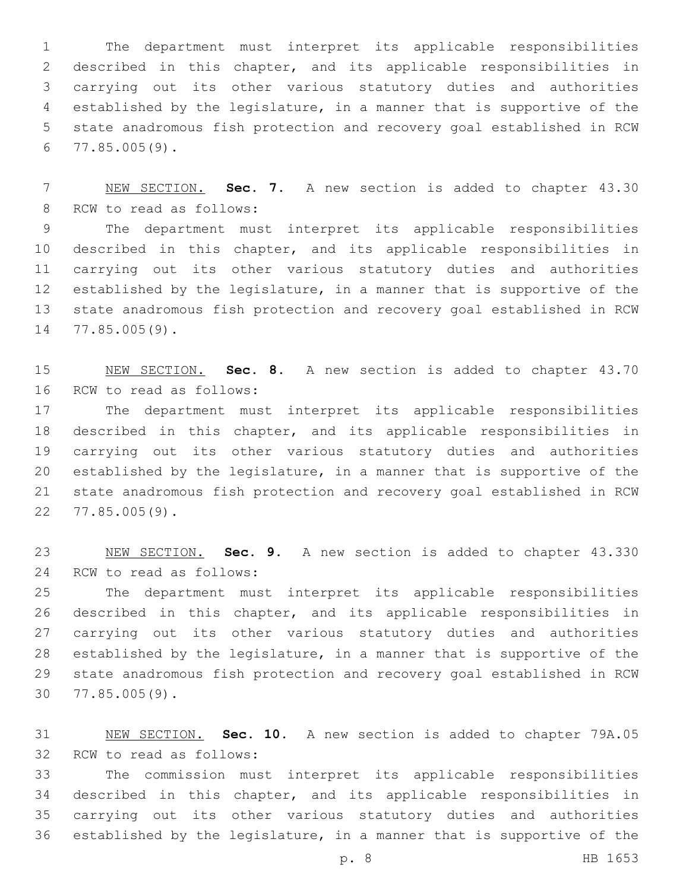The department must interpret its applicable responsibilities described in this chapter, and its applicable responsibilities in carrying out its other various statutory duties and authorities established by the legislature, in a manner that is supportive of the state anadromous fish protection and recovery goal established in RCW 77.85.005(9).

NEW SECTION. **Sec. 7.** A new section is added to chapter 43.30 RCW to read as follows:

The department must interpret its applicable responsibilities described in this chapter, and its applicable responsibilities in carrying out its other various statutory duties and authorities established by the legislature, in a manner that is supportive of the state anadromous fish protection and recovery goal established in RCW 77.85.005(9).

NEW SECTION. **Sec. 8.** A new section is added to chapter 43.70 RCW to read as follows:

The department must interpret its applicable responsibilities described in this chapter, and its applicable responsibilities in carrying out its other various statutory duties and authorities established by the legislature, in a manner that is supportive of the state anadromous fish protection and recovery goal established in RCW 77.85.005(9).

NEW SECTION. **Sec. 9.** A new section is added to chapter 43.330 RCW to read as follows:

The department must interpret its applicable responsibilities described in this chapter, and its applicable responsibilities in carrying out its other various statutory duties and authorities established by the legislature, in a manner that is supportive of the state anadromous fish protection and recovery goal established in RCW 77.85.005(9).

NEW SECTION. **Sec. 10.** A new section is added to chapter 79A.05 RCW to read as follows:

The commission must interpret its applicable responsibilities described in this chapter, and its applicable responsibilities in carrying out its other various statutory duties and authorities established by the legislature, in a manner that is supportive of the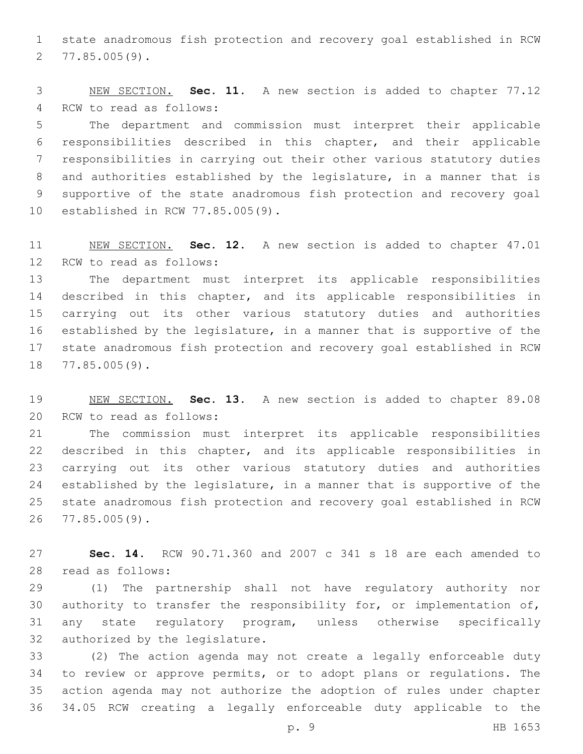state anadromous fish protection and recovery goal established in RCW 77.85.005(9).

NEW SECTION. **Sec. 11.** A new section is added to chapter 77.12 RCW to read as follows:

The department and commission must interpret their applicable responsibilities described in this chapter, and their applicable responsibilities in carrying out their other various statutory duties and authorities established by the legislature, in a manner that is supportive of the state anadromous fish protection and recovery goal established in RCW 77.85.005(9).

NEW SECTION. **Sec. 12.** A new section is added to chapter 47.01 RCW to read as follows:

The department must interpret its applicable responsibilities described in this chapter, and its applicable responsibilities in carrying out its other various statutory duties and authorities established by the legislature, in a manner that is supportive of the state anadromous fish protection and recovery goal established in RCW 77.85.005(9).

NEW SECTION. **Sec. 13.** A new section is added to chapter 89.08 RCW to read as follows:

The commission must interpret its applicable responsibilities described in this chapter, and its applicable responsibilities in carrying out its other various statutory duties and authorities established by the legislature, in a manner that is supportive of the state anadromous fish protection and recovery goal established in RCW 77.85.005(9).

**Sec. 14.** RCW 90.71.360 and 2007 c 341 s 18 are each amended to read as follows:

(1) The partnership shall not have regulatory authority nor authority to transfer the responsibility for, or implementation of, any state regulatory program, unless otherwise specifically authorized by the legislature.

(2) The action agenda may not create a legally enforceable duty to review or approve permits, or to adopt plans or regulations. The action agenda may not authorize the adoption of rules under chapter 34.05 RCW creating a legally enforceable duty applicable to the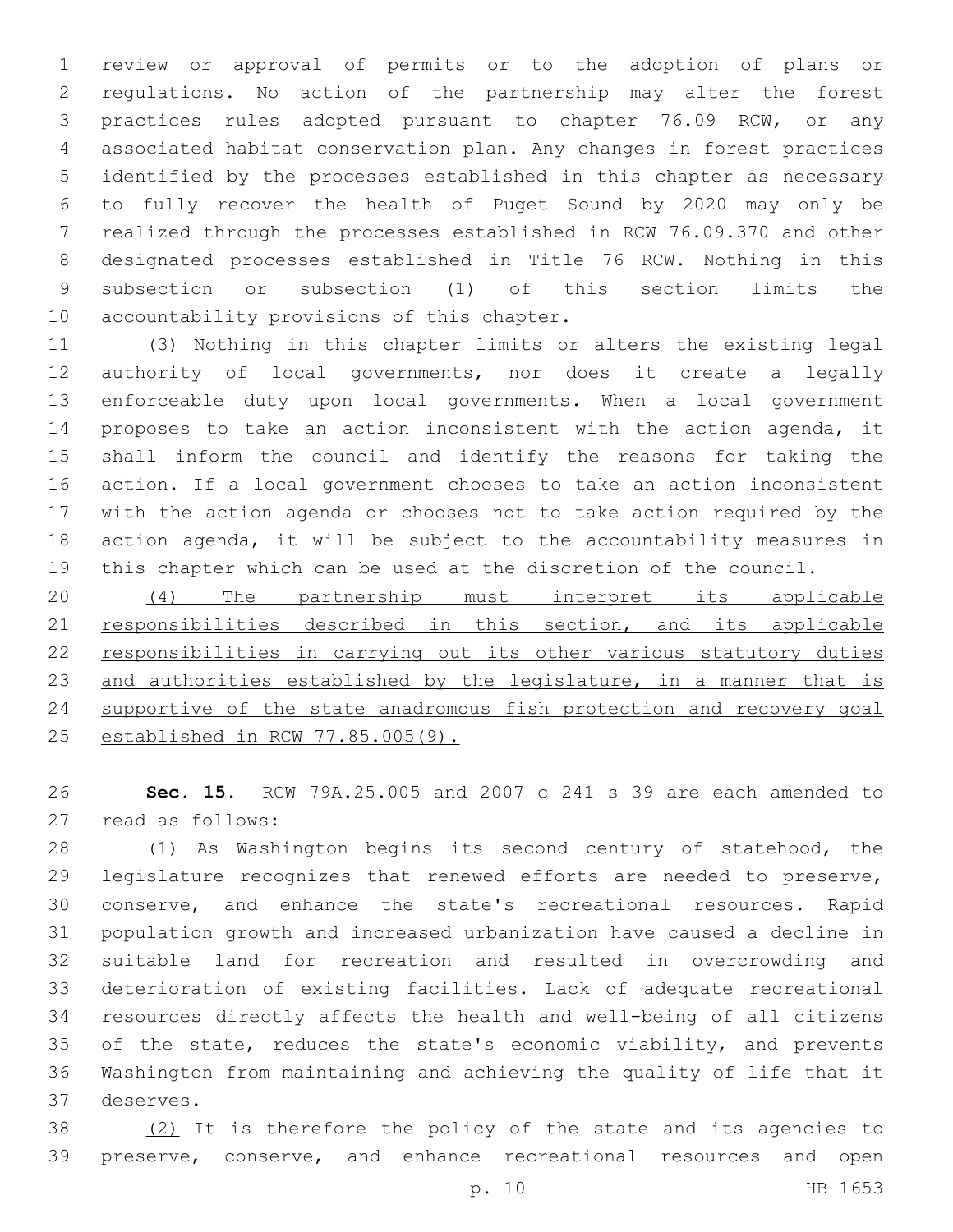review or approval of permits or to the adoption of plans or regulations. No action of the partnership may alter the forest practices rules adopted pursuant to chapter 76.09 RCW, or any associated habitat conservation plan. Any changes in forest practices identified by the processes established in this chapter as necessary to fully recover the health of Puget Sound by 2020 may only be realized through the processes established in RCW 76.09.370 and other designated processes established in Title 76 RCW. Nothing in this subsection or subsection (1) of this section limits the accountability provisions of this chapter.

(3) Nothing in this chapter limits or alters the existing legal authority of local governments, nor does it create a legally enforceable duty upon local governments. When a local government proposes to take an action inconsistent with the action agenda, it shall inform the council and identify the reasons for taking the action. If a local government chooses to take an action inconsistent with the action agenda or chooses not to take action required by the action agenda, it will be subject to the accountability measures in this chapter which can be used at the discretion of the council.

<u>(4) The partnership must interpret its applicable responsibilities described in this section, and its applicable responsibilities in carrying out its other various statutory duties and authorities established by the legislature, in a manner that is supportive of the state anadromous fish protection and recovery goal established in RCW 77.85.005(9).</u>

**Sec. 15.** RCW 79A.25.005 and 2007 c 241 s 39 are each amended to read as follows:

(1) As Washington begins its second century of statehood, the legislature recognizes that renewed efforts are needed to preserve, conserve, and enhance the state's recreational resources. Rapid population growth and increased urbanization have caused a decline in suitable land for recreation and resulted in overcrowding and deterioration of existing facilities. Lack of adequate recreational resources directly affects the health and well-being of all citizens of the state, reduces the state's economic viability, and prevents Washington from maintaining and achieving the quality of life that it deserves.

<u>(2)</u> It is therefore the policy of the state and its agencies to preserve, conserve, and enhance recreational resources and open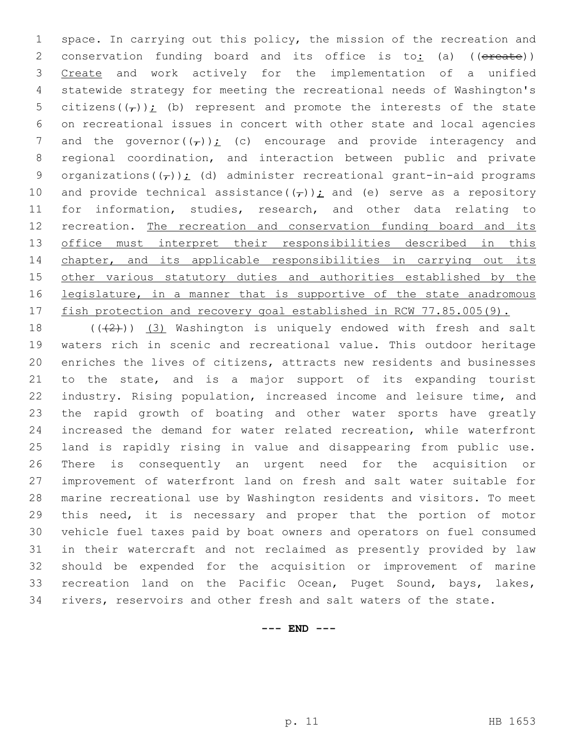space. In carrying out this policy, the mission of the recreation and conservation funding board and its office is to: (a) ((create)) Create and work actively for the implementation of a unified statewide strategy for meeting the recreational needs of Washington's citizens((,)); (b) represent and promote the interests of the state on recreational issues in concert with other state and local agencies and the governor((,)); (c) encourage and provide interagency and regional coordination, and interaction between public and private organizations((,)); (d) administer recreational grant-in-aid programs and provide technical assistance((,)); and (e) serve as a repository for information, studies, research, and other data relating to recreation. The recreation and conservation funding board and its office must interpret their responsibilities described in this chapter, and its applicable responsibilities in carrying out its other various statutory duties and authorities established by the legislature, in a manner that is supportive of the state anadromous fish protection and recovery goal established in RCW 77.85.005(9).

(((2))) (3) Washington is uniquely endowed with fresh and salt waters rich in scenic and recreational value. This outdoor heritage enriches the lives of citizens, attracts new residents and businesses to the state, and is a major support of its expanding tourist industry. Rising population, increased income and leisure time, and the rapid growth of boating and other water sports have greatly increased the demand for water related recreation, while waterfront land is rapidly rising in value and disappearing from public use. There is consequently an urgent need for the acquisition or improvement of waterfront land on fresh and salt water suitable for marine recreational use by Washington residents and visitors. To meet this need, it is necessary and proper that the portion of motor vehicle fuel taxes paid by boat owners and operators on fuel consumed in their watercraft and not reclaimed as presently provided by law should be expended for the acquisition or improvement of marine recreation land on the Pacific Ocean, Puget Sound, bays, lakes, rivers, reservoirs and other fresh and salt waters of the state.

**--- END ---**